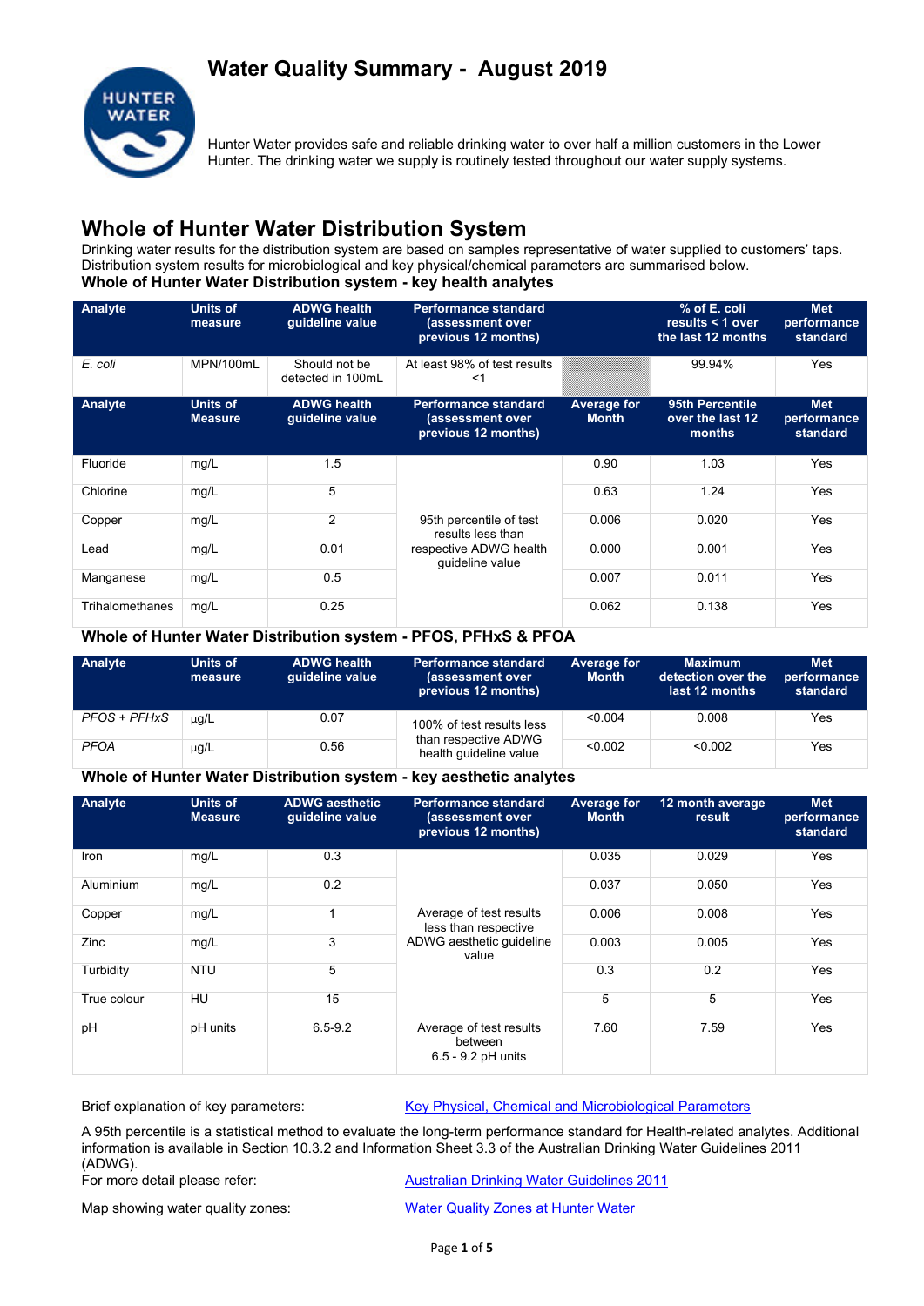# Water Quality Summary - August 2019

Hunter Water provides safe and reliable drinking water to over half a million customers in the Lower Hunter. The drinking water we supply is routinely tested throughout our water supply systems.

## Whole of Hunter Water Distribution System

Drinking water results for the distribution system are based on samples representative of water supplied to customers' taps. Distribution system results for microbiological and key physical/chemical parameters are summarised below.

### Whole of Hunter Water Distribution system - key health analytes

| Analyte | Units of measure | ADWG health guideline value | Performance standard (assessment over previous 12 months) | | % of E. coli results < 1 over the last 12 months | Met performance standard |
|---|---|---|---|---|---|---|
| *E. coli* | MPN/100mL | Should not be detected in 100mL | At least 98% of test results <1 | | 99.94% | Yes |

| Analyte | Units of Measure | ADWG health guideline value | Performance standard (assessment over previous 12 months) | Average for Month | 95th Percentile over the last 12 months | Met performance standard |
|---|---|---|---|---|---|---|
| Fluoride | mg/L | 1.5 | 95th percentile of test results less than respective ADWG health guideline value | 0.90 | 1.03 | Yes |
| Chlorine | mg/L | 5 | | 0.63 | 1.24 | Yes |
| Copper | mg/L | 2 | | 0.006 | 0.020 | Yes |
| Lead | mg/L | 0.01 | | 0.000 | 0.001 | Yes |
| Manganese | mg/L | 0.5 | | 0.007 | 0.011 | Yes |
| Trihalomethanes | mg/L | 0.25 | | 0.062 | 0.138 | Yes |

### Whole of Hunter Water Distribution system - PFOS, PFHxS & PFOA

| Analyte | Units of measure | ADWG health guideline value | Performance standard (assessment over previous 12 months) | Average for Month | Maximum detection over the last 12 months | Met performance standard |
|---|---|---|---|---|---|---|
| *PFOS + PFHxS* | µg/L | 0.07 | 100% of test results less than respective ADWG health guideline value | <0.004 | 0.008 | Yes |
| *PFOA* | µg/L | 0.56 | | <0.002 | <0.002 | Yes |

### Whole of Hunter Water Distribution system - key aesthetic analytes

| Analyte | Units of Measure | ADWG aesthetic guideline value | Performance standard (assessment over previous 12 months) | Average for Month | 12 month average result | Met performance standard |
|---|---|---|---|---|---|---|
| Iron | mg/L | 0.3 | Average of test results less than respective ADWG aesthetic guideline value | 0.035 | 0.029 | Yes |
| Aluminium | mg/L | 0.2 | | 0.037 | 0.050 | Yes |
| Copper | mg/L | 1 | | 0.006 | 0.008 | Yes |
| Zinc | mg/L | 3 | | 0.003 | 0.005 | Yes |
| Turbidity | NTU | 5 | | 0.3 | 0.2 | Yes |
| True colour | HU | 15 | | 5 | 5 | Yes |
| pH | pH units | 6.5-9.2 | Average of test results between 6.5 - 9.2 pH units | 7.60 | 7.59 | Yes |

Brief explanation of key parameters: [Key Physical, Chemical and Microbiological Parameters]

A 95th percentile is a statistical method to evaluate the long-term performance standard for Health-related analytes. Additional information is available in Section 10.3.2 and Information Sheet 3.3 of the Australian Drinking Water Guidelines 2011 (ADWG).

For more detail please refer: [Australian Drinking Water Guidelines 2011]

Map showing water quality zones: [Water Quality Zones at Hunter Water]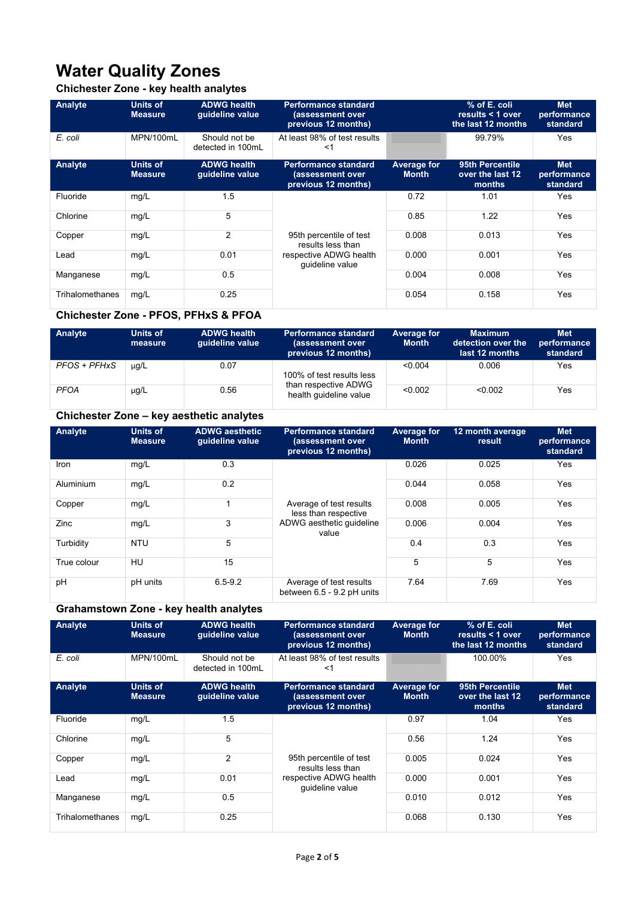# Water Quality Zones

## Chichester Zone - key health analytes

| Analyte | Units of Measure | ADWG health guideline value | Performance standard (assessment over previous 12 months) | | % of E. coli results < 1 over the last 12 months | Met performance standard |
|---|---|---|---|---|---|---|
| *E. coli* | MPN/100mL | Should not be detected in 100mL | At least 98% of test results <1 | | 99.79% | Yes |

| Analyte | Units of Measure | ADWG health guideline value | Performance standard (assessment over previous 12 months) | Average for Month | 95th Percentile over the last 12 months | Met performance standard |
|---|---|---|---|---|---|---|
| Fluoride | mg/L | 1.5 | 95th percentile of test results less than respective ADWG health guideline value | 0.72 | 1.01 | Yes |
| Chlorine | mg/L | 5 | | 0.85 | 1.22 | Yes |
| Copper | mg/L | 2 | | 0.008 | 0.013 | Yes |
| Lead | mg/L | 0.01 | | 0.000 | 0.001 | Yes |
| Manganese | mg/L | 0.5 | | 0.004 | 0.008 | Yes |
| Trihalomethanes | mg/L | 0.25 | | 0.054 | 0.158 | Yes |

## Chichester Zone - PFOS, PFHxS & PFOA

| Analyte | Units of measure | ADWG health guideline value | Performance standard (assessment over previous 12 months) | Average for Month | Maximum detection over the last 12 months | Met performance standard |
|---|---|---|---|---|---|---|
| *PFOS + PFHxS* | µg/L | 0.07 | 100% of test results less than respective ADWG health guideline value | <0.004 | 0.006 | Yes |
| *PFOA* | µg/L | 0.56 | | <0.002 | <0.002 | Yes |

## Chichester Zone – key aesthetic analytes

| Analyte | Units of Measure | ADWG aesthetic guideline value | Performance standard (assessment over previous 12 months) | Average for Month | 12 month average result | Met performance standard |
|---|---|---|---|---|---|---|
| Iron | mg/L | 0.3 | Average of test results less than respective ADWG aesthetic guideline value | 0.026 | 0.025 | Yes |
| Aluminium | mg/L | 0.2 | | 0.044 | 0.058 | Yes |
| Copper | mg/L | 1 | | 0.008 | 0.005 | Yes |
| Zinc | mg/L | 3 | | 0.006 | 0.004 | Yes |
| Turbidity | NTU | 5 | | 0.4 | 0.3 | Yes |
| True colour | HU | 15 | | 5 | 5 | Yes |
| pH | pH units | 6.5-9.2 | Average of test results between 6.5 - 9.2 pH units | 7.64 | 7.69 | Yes |

## Grahamstown Zone - key health analytes

| Analyte | Units of Measure | ADWG health guideline value | Performance standard (assessment over previous 12 months) | Average for Month | % of E. coli results < 1 over the last 12 months | Met performance standard |
|---|---|---|---|---|---|---|
| *E. coli* | MPN/100mL | Should not be detected in 100mL | At least 98% of test results <1 | | 100.00% | Yes |

| Analyte | Units of Measure | ADWG health guideline value | Performance standard (assessment over previous 12 months) | Average for Month | 95th Percentile over the last 12 months | Met performance standard |
|---|---|---|---|---|---|---|
| Fluoride | mg/L | 1.5 | 95th percentile of test results less than respective ADWG health guideline value | 0.97 | 1.04 | Yes |
| Chlorine | mg/L | 5 | | 0.56 | 1.24 | Yes |
| Copper | mg/L | 2 | | 0.005 | 0.024 | Yes |
| Lead | mg/L | 0.01 | | 0.000 | 0.001 | Yes |
| Manganese | mg/L | 0.5 | | 0.010 | 0.012 | Yes |
| Trihalomethanes | mg/L | 0.25 | | 0.068 | 0.130 | Yes |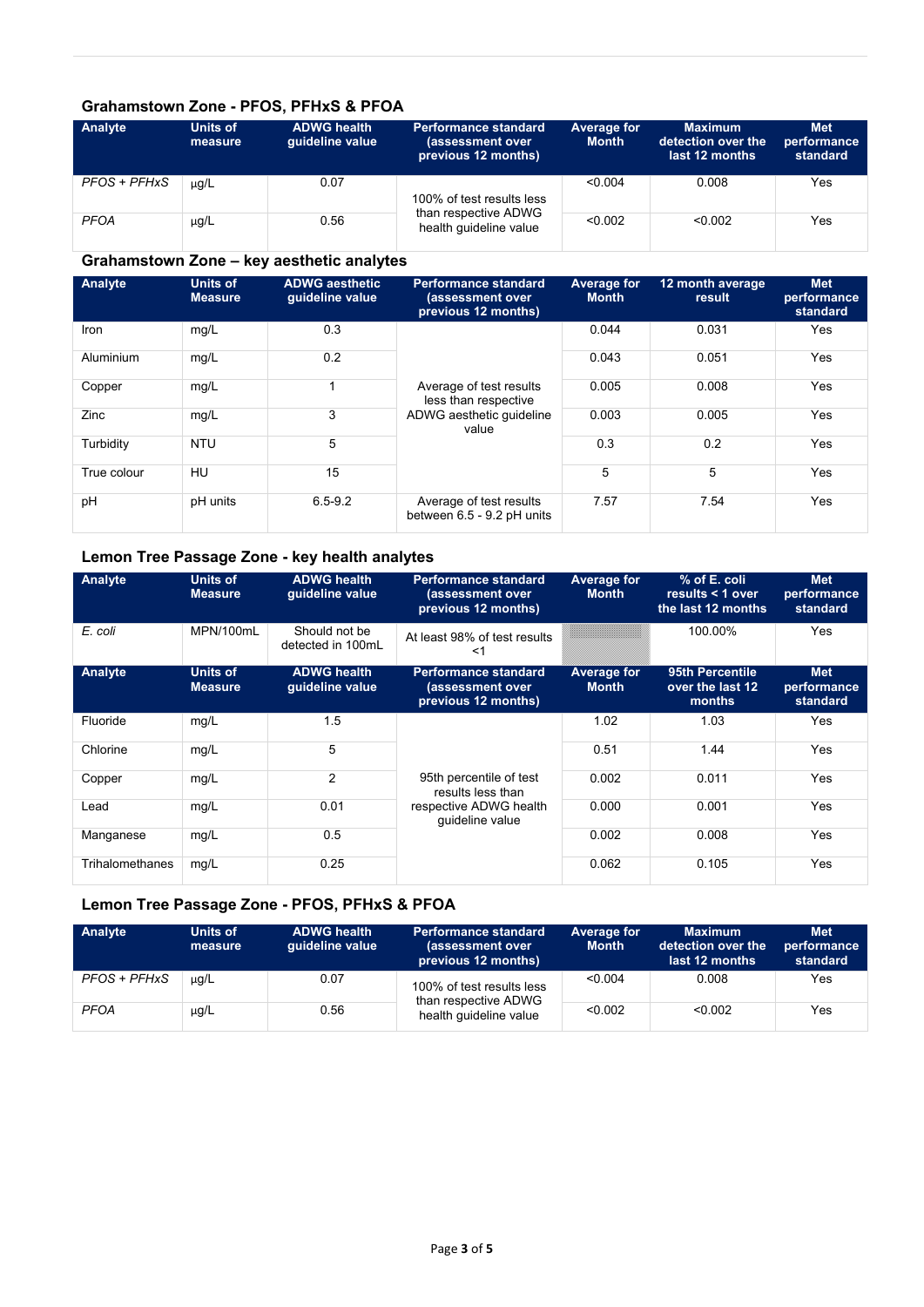### Grahamstown Zone - PFOS, PFHxS & PFOA

| Analyte | Units of measure | ADWG health guideline value | Performance standard (assessment over previous 12 months) | Average for Month | Maximum detection over the last 12 months | Met performance standard |
|---|---|---|---|---|---|---|
| *PFOS + PFHxS* | µg/L | 0.07 | 100% of test results less than respective ADWG health guideline value | <0.004 | 0.008 | Yes |
| *PFOA* | µg/L | 0.56 | | <0.002 | <0.002 | Yes |

### Grahamstown Zone – key aesthetic analytes

| Analyte | Units of Measure | ADWG aesthetic guideline value | Performance standard (assessment over previous 12 months) | Average for Month | 12 month average result | Met performance standard |
|---|---|---|---|---|---|---|
| Iron | mg/L | 0.3 | Average of test results less than respective ADWG aesthetic guideline value | 0.044 | 0.031 | Yes |
| Aluminium | mg/L | 0.2 | | 0.043 | 0.051 | Yes |
| Copper | mg/L | 1 | | 0.005 | 0.008 | Yes |
| Zinc | mg/L | 3 | | 0.003 | 0.005 | Yes |
| Turbidity | NTU | 5 | | 0.3 | 0.2 | Yes |
| True colour | HU | 15 | | 5 | 5 | Yes |
| pH | pH units | 6.5-9.2 | Average of test results between 6.5 - 9.2 pH units | 7.57 | 7.54 | Yes |

### Lemon Tree Passage Zone - key health analytes

| Analyte | Units of Measure | ADWG health guideline value | Performance standard (assessment over previous 12 months) | Average for Month | % of E. coli results < 1 over the last 12 months | Met performance standard |
|---|---|---|---|---|---|---|
| *E. coli* | MPN/100mL | Should not be detected in 100mL | At least 98% of test results <1 | | 100.00% | Yes |
| **Analyte** | **Units of Measure** | **ADWG health guideline value** | **Performance standard (assessment over previous 12 months)** | **Average for Month** | **95th Percentile over the last 12 months** | **Met performance standard** |
| Fluoride | mg/L | 1.5 | 95th percentile of test results less than respective ADWG health guideline value | 1.02 | 1.03 | Yes |
| Chlorine | mg/L | 5 | | 0.51 | 1.44 | Yes |
| Copper | mg/L | 2 | | 0.002 | 0.011 | Yes |
| Lead | mg/L | 0.01 | | 0.000 | 0.001 | Yes |
| Manganese | mg/L | 0.5 | | 0.002 | 0.008 | Yes |
| Trihalomethanes | mg/L | 0.25 | | 0.062 | 0.105 | Yes |

### Lemon Tree Passage Zone - PFOS, PFHxS & PFOA

| Analyte | Units of measure | ADWG health guideline value | Performance standard (assessment over previous 12 months) | Average for Month | Maximum detection over the last 12 months | Met performance standard |
|---|---|---|---|---|---|---|
| *PFOS + PFHxS* | µg/L | 0.07 | 100% of test results less than respective ADWG health guideline value | <0.004 | 0.008 | Yes |
| *PFOA* | µg/L | 0.56 | | <0.002 | <0.002 | Yes |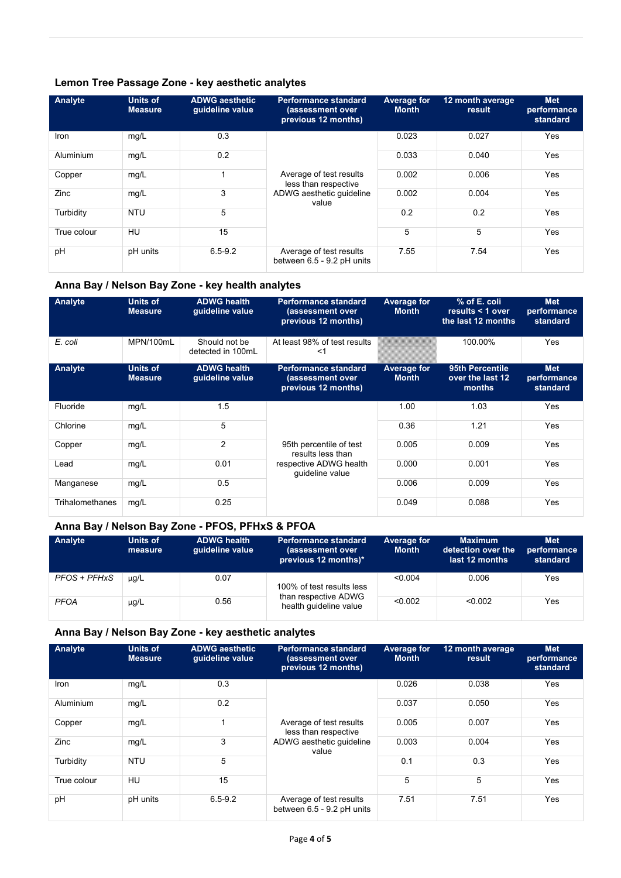### Lemon Tree Passage Zone - key aesthetic analytes

| Analyte | Units of Measure | ADWG aesthetic guideline value | Performance standard (assessment over previous 12 months) | Average for Month | 12 month average result | Met performance standard |
|---|---|---|---|---|---|---|
| Iron | mg/L | 0.3 | Average of test results less than respective ADWG aesthetic guideline value | 0.023 | 0.027 | Yes |
| Aluminium | mg/L | 0.2 | | 0.033 | 0.040 | Yes |
| Copper | mg/L | 1 | | 0.002 | 0.006 | Yes |
| Zinc | mg/L | 3 | | 0.002 | 0.004 | Yes |
| Turbidity | NTU | 5 | | 0.2 | 0.2 | Yes |
| True colour | HU | 15 | | 5 | 5 | Yes |
| pH | pH units | 6.5-9.2 | Average of test results between 6.5 - 9.2 pH units | 7.55 | 7.54 | Yes |

### Anna Bay / Nelson Bay Zone - key health analytes

| Analyte | Units of Measure | ADWG health guideline value | Performance standard (assessment over previous 12 months) | Average for Month | % of E. coli results < 1 over the last 12 months | Met performance standard |
|---|---|---|---|---|---|---|
| *E. coli* | MPN/100mL | Should not be detected in 100mL | At least 98% of test results <1 | | 100.00% | Yes |
| **Analyte** | **Units of Measure** | **ADWG health guideline value** | **Performance standard (assessment over previous 12 months)** | **Average for Month** | **95th Percentile over the last 12 months** | **Met performance standard** |
| Fluoride | mg/L | 1.5 | 95th percentile of test results less than respective ADWG health guideline value | 1.00 | 1.03 | Yes |
| Chlorine | mg/L | 5 | | 0.36 | 1.21 | Yes |
| Copper | mg/L | 2 | | 0.005 | 0.009 | Yes |
| Lead | mg/L | 0.01 | | 0.000 | 0.001 | Yes |
| Manganese | mg/L | 0.5 | | 0.006 | 0.009 | Yes |
| Trihalomethanes | mg/L | 0.25 | | 0.049 | 0.088 | Yes |

### Anna Bay / Nelson Bay Zone - PFOS, PFHxS & PFOA

| Analyte | Units of measure | ADWG health guideline value | Performance standard (assessment over previous 12 months)* | Average for Month | Maximum detection over the last 12 months | Met performance standard |
|---|---|---|---|---|---|---|
| *PFOS + PFHxS* | µg/L | 0.07 | 100% of test results less than respective ADWG health guideline value | <0.004 | 0.006 | Yes |
| *PFOA* | µg/L | 0.56 | | <0.002 | <0.002 | Yes |

### Anna Bay / Nelson Bay Zone - key aesthetic analytes

| Analyte | Units of Measure | ADWG aesthetic guideline value | Performance standard (assessment over previous 12 months) | Average for Month | 12 month average result | Met performance standard |
|---|---|---|---|---|---|---|
| Iron | mg/L | 0.3 | Average of test results less than respective ADWG aesthetic guideline value | 0.026 | 0.038 | Yes |
| Aluminium | mg/L | 0.2 | | 0.037 | 0.050 | Yes |
| Copper | mg/L | 1 | | 0.005 | 0.007 | Yes |
| Zinc | mg/L | 3 | | 0.003 | 0.004 | Yes |
| Turbidity | NTU | 5 | | 0.1 | 0.3 | Yes |
| True colour | HU | 15 | | 5 | 5 | Yes |
| pH | pH units | 6.5-9.2 | Average of test results between 6.5 - 9.2 pH units | 7.51 | 7.51 | Yes |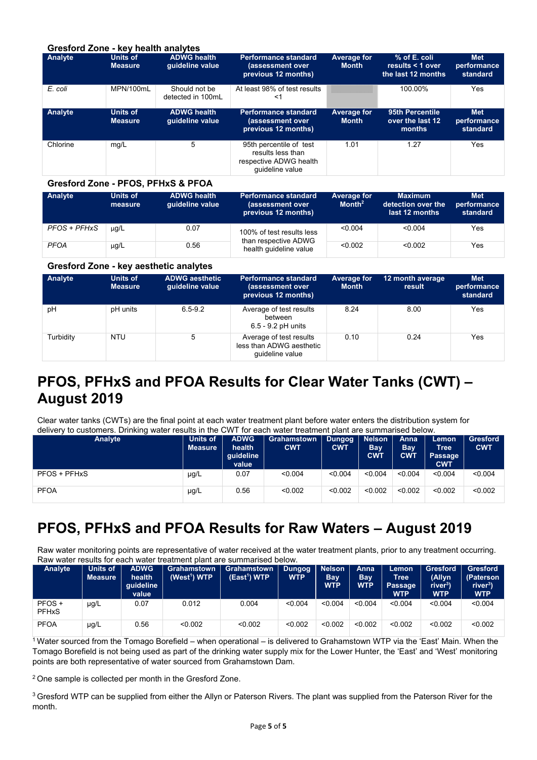### Gresford Zone - key health analytes

| Analyte | Units of Measure | ADWG health guideline value | Performance standard (assessment over previous 12 months) | Average for Month | % of E. coli results < 1 over the last 12 months | Met performance standard |
|---|---|---|---|---|---|---|
| *E. coli* | MPN/100mL | Should not be detected in 100mL | At least 98% of test results <1 | | 100.00% | Yes |
| **Analyte** | **Units of Measure** | **ADWG health guideline value** | **Performance standard (assessment over previous 12 months)** | **Average for Month** | **95th Percentile over the last 12 months** | **Met performance standard** |
| Chlorine | mg/L | 5 | 95th percentile of test results less than respective ADWG health guideline value | 1.01 | 1.27 | Yes |

### Gresford Zone - PFOS, PFHxS & PFOA

| Analyte | Units of measure | ADWG health guideline value | Performance standard (assessment over previous 12 months) | Average for Month[2] | Maximum detection over the last 12 months | Met performance standard |
|---|---|---|---|---|---|---|
| *PFOS + PFHxS* | µg/L | 0.07 | 100% of test results less than respective ADWG health guideline value | <0.004 | <0.004 | Yes |
| *PFOA* | µg/L | 0.56 | | <0.002 | <0.002 | Yes |

### Gresford Zone - key aesthetic analytes

| Analyte | Units of Measure | ADWG aesthetic guideline value | Performance standard (assessment over previous 12 months) | Average for Month | 12 month average result | Met performance standard |
|---|---|---|---|---|---|---|
| pH | pH units | 6.5-9.2 | Average of test results between 6.5 - 9.2 pH units | 8.24 | 8.00 | Yes |
| Turbidity | NTU | 5 | Average of test results less than ADWG aesthetic guideline value | 0.10 | 0.24 | Yes |

# PFOS, PFHxS and PFOA Results for Clear Water Tanks (CWT) – August 2019

Clear water tanks (CWTs) are the final point at each water treatment plant before water enters the distribution system for delivery to customers. Drinking water results in the CWT for each water treatment plant are summarised below.

| Analyte | Units of Measure | ADWG health guideline value | Grahamstown CWT | Dungog CWT | Nelson Bay CWT | Anna Bay CWT | Lemon Tree Passage CWT | Gresford CWT |
|---|---|---|---|---|---|---|---|---|
| PFOS + PFHxS | µg/L | 0.07 | <0.004 | <0.004 | <0.004 | <0.004 | <0.004 | <0.004 |
| PFOA | µg/L | 0.56 | <0.002 | <0.002 | <0.002 | <0.002 | <0.002 | <0.002 |

# PFOS, PFHxS and PFOA Results for Raw Waters – August 2019

Raw water monitoring points are representative of water received at the water treatment plants, prior to any treatment occurring. Raw water results for each water treatment plant are summarised below.

| Analyte | Units of Measure | ADWG health guideline value | Grahamstown (West[1]) WTP | Grahamstown (East[1]) WTP | Dungog WTP | Nelson Bay WTP | Anna Bay WTP | Lemon Tree Passage WTP | Gresford (Allyn river[3]) WTP | Gresford (Paterson river[3]) WTP |
|---|---|---|---|---|---|---|---|---|---|---|
| PFOS + PFHxS | µg/L | 0.07 | 0.012 | 0.004 | <0.004 | <0.004 | <0.004 | <0.004 | <0.004 | <0.004 |
| PFOA | µg/L | 0.56 | <0.002 | <0.002 | <0.002 | <0.002 | <0.002 | <0.002 | <0.002 | <0.002 |

[1] Water sourced from the Tomago Borefield – when operational – is delivered to Grahamstown WTP via the 'East' Main. When the Tomago Borefield is not being used as part of the drinking water supply mix for the Lower Hunter, the 'East' and 'West' monitoring points are both representative of water sourced from Grahamstown Dam.

[2] One sample is collected per month in the Gresford Zone.

[3] Gresford WTP can be supplied from either the Allyn or Paterson Rivers. The plant was supplied from the Paterson River for the month.